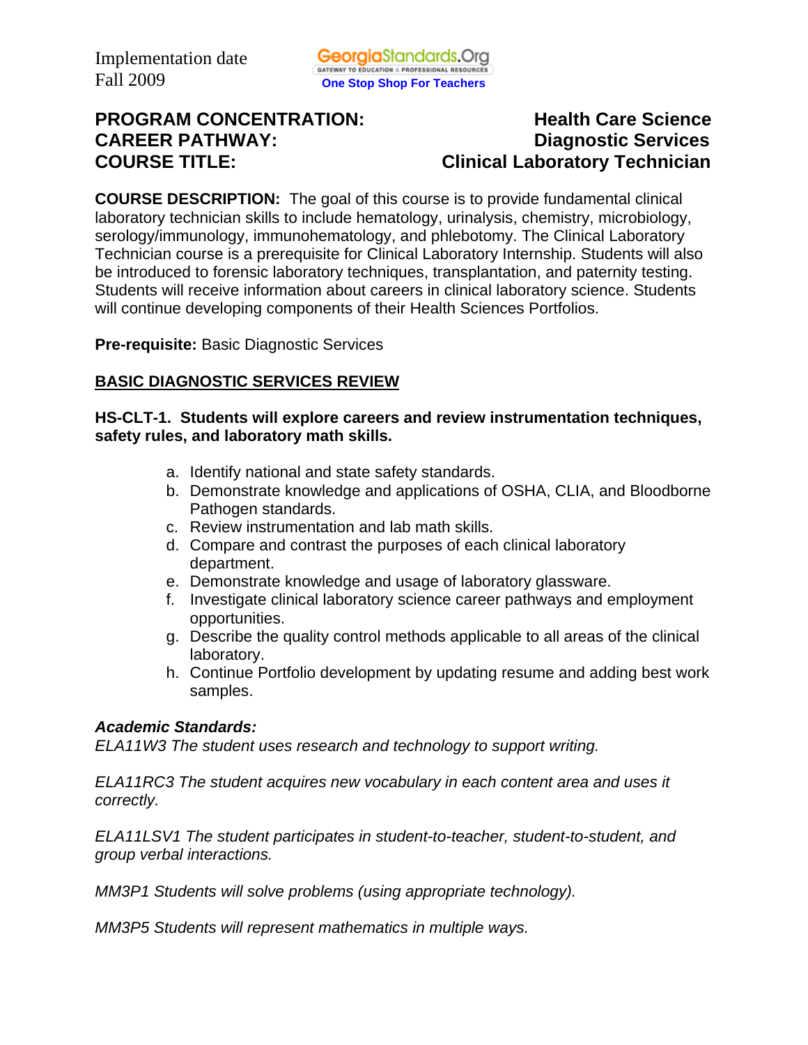Implementation date
Fall 2009

GeorgiaStandards.Org
GATEWAY TO EDUCATION & PROFESSIONAL RESOURCES
One Stop Shop For Teachers

**PROGRAM CONCENTRATION:** **Health Care Science**
**CAREER PATHWAY:** **Diagnostic Services**
**COURSE TITLE:** **Clinical Laboratory Technician**

**COURSE DESCRIPTION:** The goal of this course is to provide fundamental clinical laboratory technician skills to include hematology, urinalysis, chemistry, microbiology, serology/immunology, immunohematology, and phlebotomy. The Clinical Laboratory Technician course is a prerequisite for Clinical Laboratory Internship. Students will also be introduced to forensic laboratory techniques, transplantation, and paternity testing. Students will receive information about careers in clinical laboratory science. Students will continue developing components of their Health Sciences Portfolios.

**Pre-requisite:** Basic Diagnostic Services

## BASIC DIAGNOSTIC SERVICES REVIEW

**HS-CLT-1. Students will explore careers and review instrumentation techniques, safety rules, and laboratory math skills.**

a. Identify national and state safety standards.
b. Demonstrate knowledge and applications of OSHA, CLIA, and Bloodborne Pathogen standards.
c. Review instrumentation and lab math skills.
d. Compare and contrast the purposes of each clinical laboratory department.
e. Demonstrate knowledge and usage of laboratory glassware.
f. Investigate clinical laboratory science career pathways and employment opportunities.
g. Describe the quality control methods applicable to all areas of the clinical laboratory.
h. Continue Portfolio development by updating resume and adding best work samples.

***Academic Standards:***

*ELA11W3 The student uses research and technology to support writing.*

*ELA11RC3 The student acquires new vocabulary in each content area and uses it correctly.*

*ELA11LSV1 The student participates in student-to-teacher, student-to-student, and group verbal interactions.*

*MM3P1 Students will solve problems (using appropriate technology).*

*MM3P5 Students will represent mathematics in multiple ways.*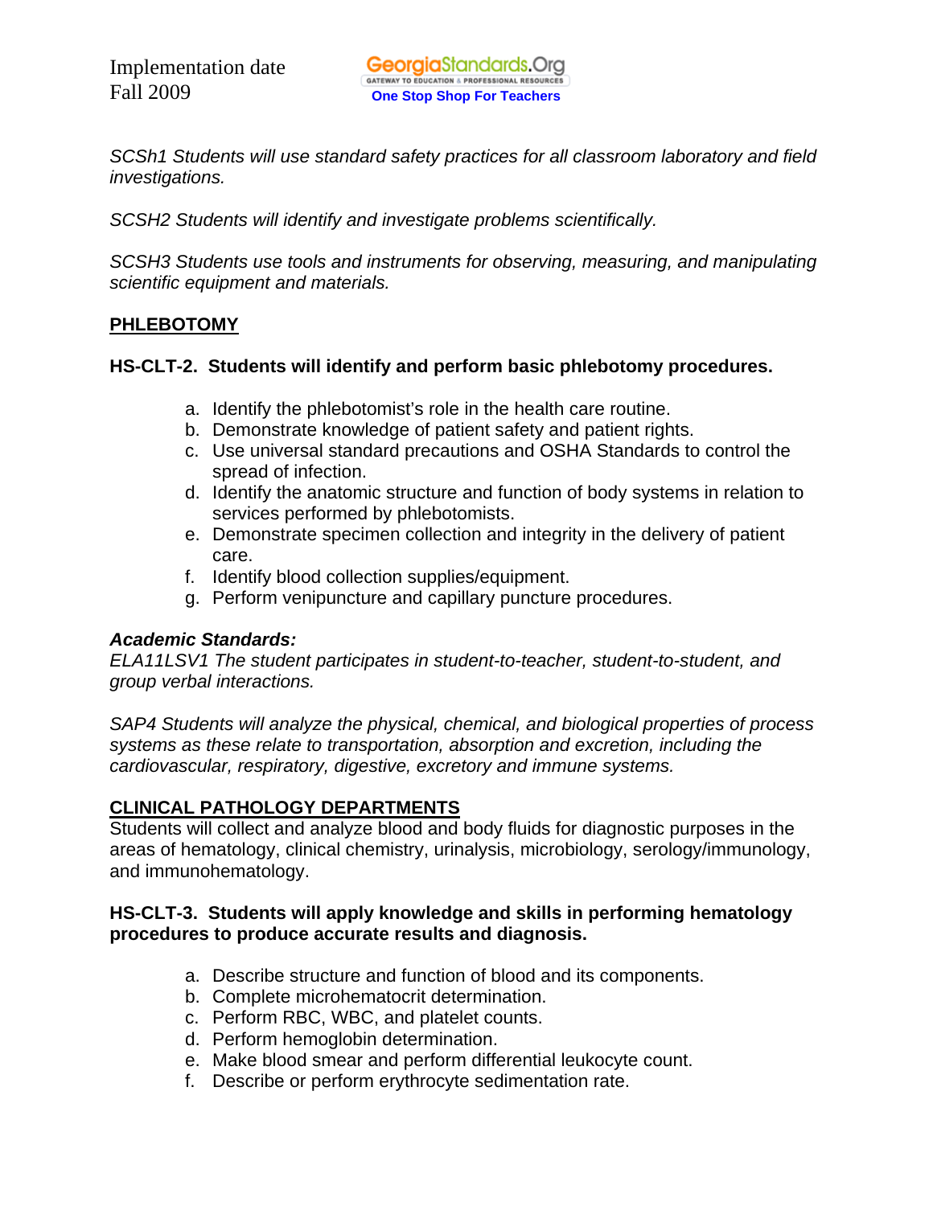*SCSh1 Students will use standard safety practices for all classroom laboratory and field investigations.*

*SCSH2 Students will identify and investigate problems scientifically.*

*SCSH3 Students use tools and instruments for observing, measuring, and manipulating scientific equipment and materials.*

## PHLEBOTOMY

**HS-CLT-2. Students will identify and perform basic phlebotomy procedures.**

a. Identify the phlebotomist's role in the health care routine.
b. Demonstrate knowledge of patient safety and patient rights.
c. Use universal standard precautions and OSHA Standards to control the spread of infection.
d. Identify the anatomic structure and function of body systems in relation to services performed by phlebotomists.
e. Demonstrate specimen collection and integrity in the delivery of patient care.
f. Identify blood collection supplies/equipment.
g. Perform venipuncture and capillary puncture procedures.

***Academic Standards:***
*ELA11LSV1 The student participates in student-to-teacher, student-to-student, and group verbal interactions.*

*SAP4 Students will analyze the physical, chemical, and biological properties of process systems as these relate to transportation, absorption and excretion, including the cardiovascular, respiratory, digestive, excretory and immune systems.*

## CLINICAL PATHOLOGY DEPARTMENTS

Students will collect and analyze blood and body fluids for diagnostic purposes in the areas of hematology, clinical chemistry, urinalysis, microbiology, serology/immunology, and immunohematology.

**HS-CLT-3. Students will apply knowledge and skills in performing hematology procedures to produce accurate results and diagnosis.**

a. Describe structure and function of blood and its components.
b. Complete microhematocrit determination.
c. Perform RBC, WBC, and platelet counts.
d. Perform hemoglobin determination.
e. Make blood smear and perform differential leukocyte count.
f. Describe or perform erythrocyte sedimentation rate.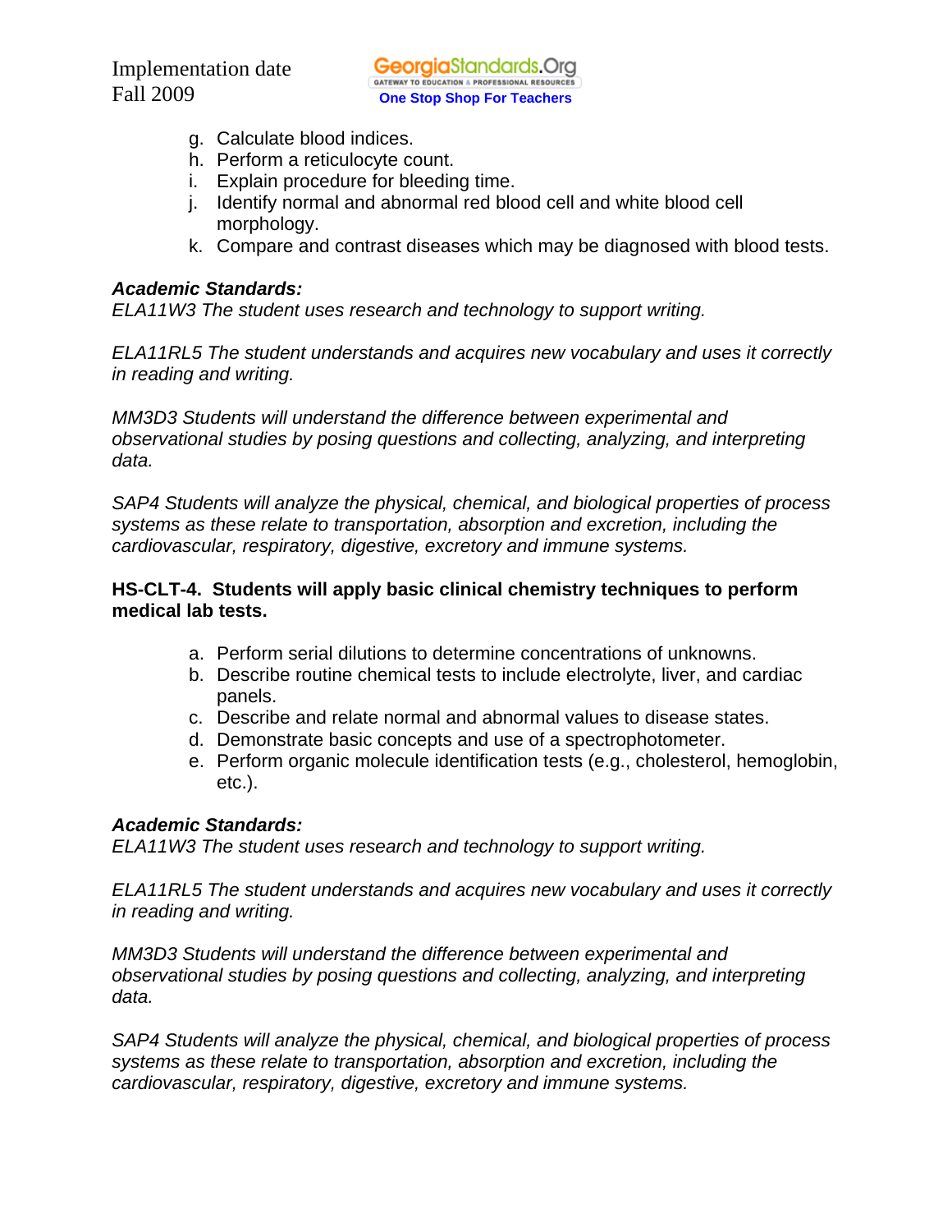g. Calculate blood indices.
h. Perform a reticulocyte count.
i. Explain procedure for bleeding time.
j. Identify normal and abnormal red blood cell and white blood cell morphology.
k. Compare and contrast diseases which may be diagnosed with blood tests.

***Academic Standards:***
*ELA11W3 The student uses research and technology to support writing.*

*ELA11RL5 The student understands and acquires new vocabulary and uses it correctly in reading and writing.*

*MM3D3 Students will understand the difference between experimental and observational studies by posing questions and collecting, analyzing, and interpreting data.*

*SAP4 Students will analyze the physical, chemical, and biological properties of process systems as these relate to transportation, absorption and excretion, including the cardiovascular, respiratory, digestive, excretory and immune systems.*

**HS-CLT-4. Students will apply basic clinical chemistry techniques to perform medical lab tests.**

a. Perform serial dilutions to determine concentrations of unknowns.
b. Describe routine chemical tests to include electrolyte, liver, and cardiac panels.
c. Describe and relate normal and abnormal values to disease states.
d. Demonstrate basic concepts and use of a spectrophotometer.
e. Perform organic molecule identification tests (e.g., cholesterol, hemoglobin, etc.).

***Academic Standards:***
*ELA11W3 The student uses research and technology to support writing.*

*ELA11RL5 The student understands and acquires new vocabulary and uses it correctly in reading and writing.*

*MM3D3 Students will understand the difference between experimental and observational studies by posing questions and collecting, analyzing, and interpreting data.*

*SAP4 Students will analyze the physical, chemical, and biological properties of process systems as these relate to transportation, absorption and excretion, including the cardiovascular, respiratory, digestive, excretory and immune systems.*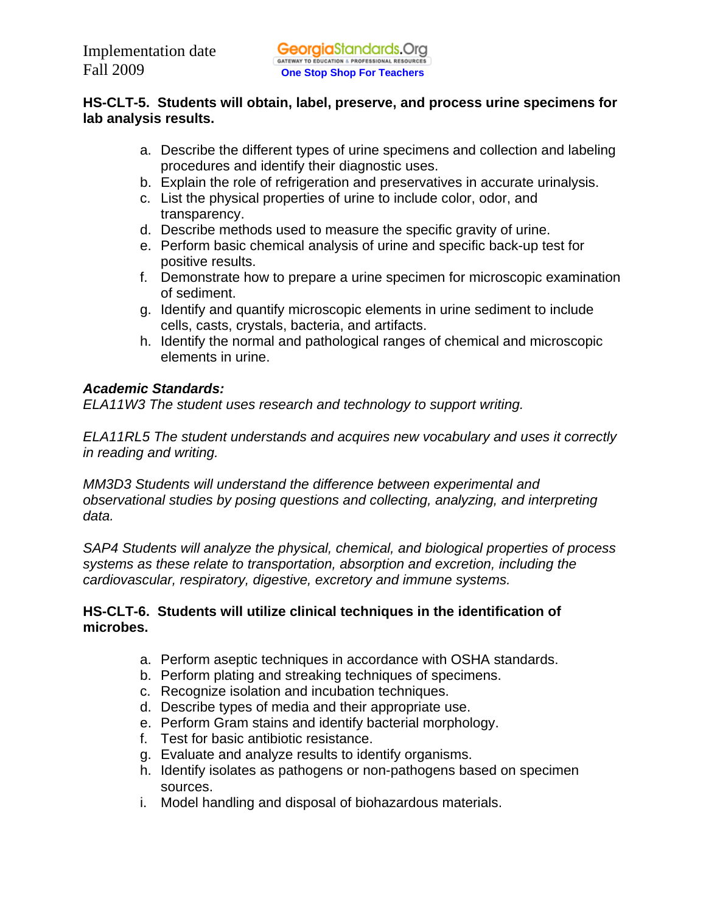**HS-CLT-5. Students will obtain, label, preserve, and process urine specimens for lab analysis results.**

a. Describe the different types of urine specimens and collection and labeling procedures and identify their diagnostic uses.
b. Explain the role of refrigeration and preservatives in accurate urinalysis.
c. List the physical properties of urine to include color, odor, and transparency.
d. Describe methods used to measure the specific gravity of urine.
e. Perform basic chemical analysis of urine and specific back-up test for positive results.
f. Demonstrate how to prepare a urine specimen for microscopic examination of sediment.
g. Identify and quantify microscopic elements in urine sediment to include cells, casts, crystals, bacteria, and artifacts.
h. Identify the normal and pathological ranges of chemical and microscopic elements in urine.

***Academic Standards:***
*ELA11W3 The student uses research and technology to support writing.*

*ELA11RL5 The student understands and acquires new vocabulary and uses it correctly in reading and writing.*

*MM3D3 Students will understand the difference between experimental and observational studies by posing questions and collecting, analyzing, and interpreting data.*

*SAP4 Students will analyze the physical, chemical, and biological properties of process systems as these relate to transportation, absorption and excretion, including the cardiovascular, respiratory, digestive, excretory and immune systems.*

**HS-CLT-6. Students will utilize clinical techniques in the identification of microbes.**

a. Perform aseptic techniques in accordance with OSHA standards.
b. Perform plating and streaking techniques of specimens.
c. Recognize isolation and incubation techniques.
d. Describe types of media and their appropriate use.
e. Perform Gram stains and identify bacterial morphology.
f. Test for basic antibiotic resistance.
g. Evaluate and analyze results to identify organisms.
h. Identify isolates as pathogens or non-pathogens based on specimen sources.
i. Model handling and disposal of biohazardous materials.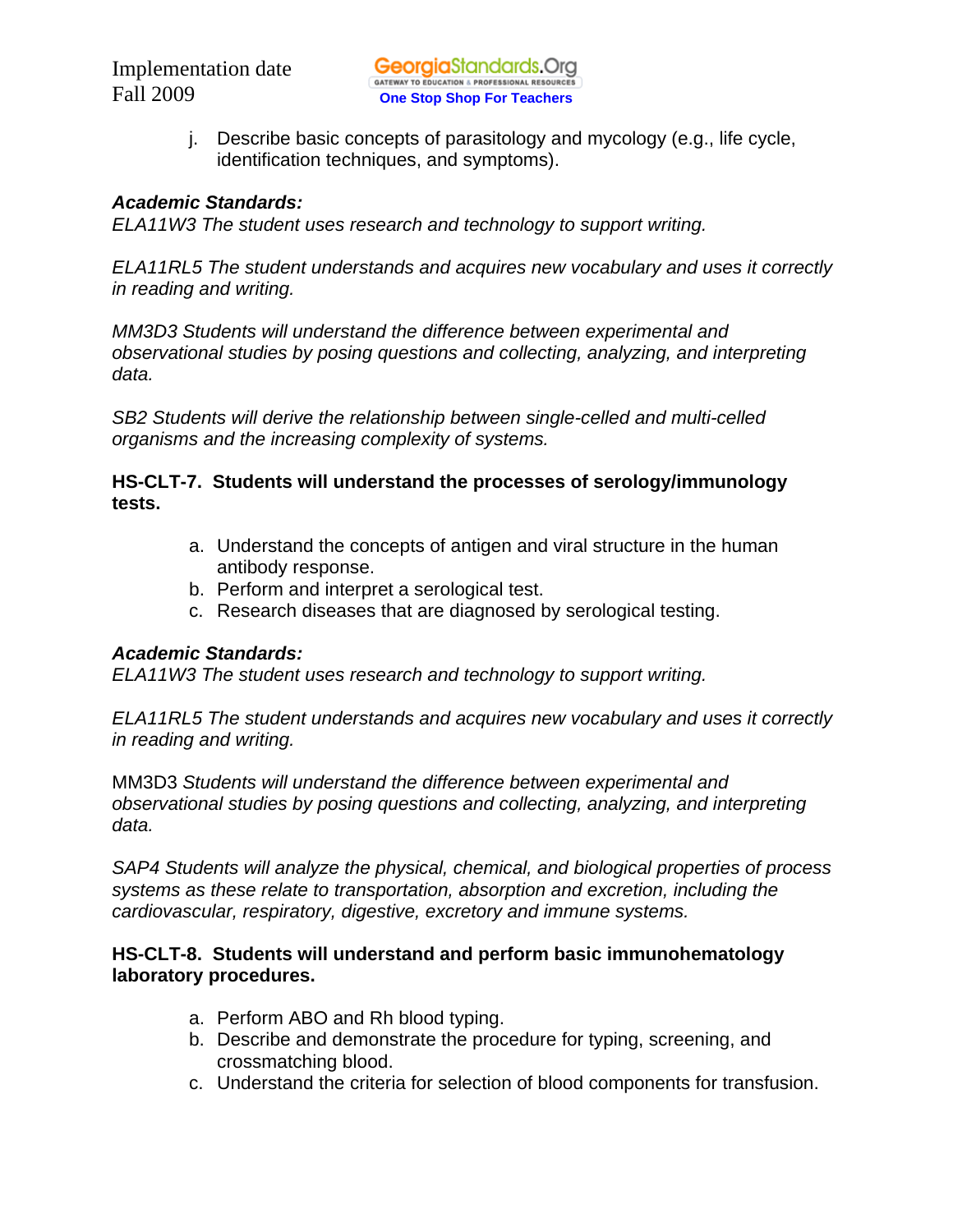j. Describe basic concepts of parasitology and mycology (e.g., life cycle, identification techniques, and symptoms).

***Academic Standards:***
*ELA11W3 The student uses research and technology to support writing.*

*ELA11RL5 The student understands and acquires new vocabulary and uses it correctly in reading and writing.*

*MM3D3 Students will understand the difference between experimental and observational studies by posing questions and collecting, analyzing, and interpreting data.*

*SB2 Students will derive the relationship between single-celled and multi-celled organisms and the increasing complexity of systems.*

**HS-CLT-7. Students will understand the processes of serology/immunology tests.**

a. Understand the concepts of antigen and viral structure in the human antibody response.
b. Perform and interpret a serological test.
c. Research diseases that are diagnosed by serological testing.

***Academic Standards:***
*ELA11W3 The student uses research and technology to support writing.*

*ELA11RL5 The student understands and acquires new vocabulary and uses it correctly in reading and writing.*

MM3D3 *Students will understand the difference between experimental and observational studies by posing questions and collecting, analyzing, and interpreting data.*

*SAP4 Students will analyze the physical, chemical, and biological properties of process systems as these relate to transportation, absorption and excretion, including the cardiovascular, respiratory, digestive, excretory and immune systems.*

**HS-CLT-8. Students will understand and perform basic immunohematology laboratory procedures.**

a. Perform ABO and Rh blood typing.
b. Describe and demonstrate the procedure for typing, screening, and crossmatching blood.
c. Understand the criteria for selection of blood components for transfusion.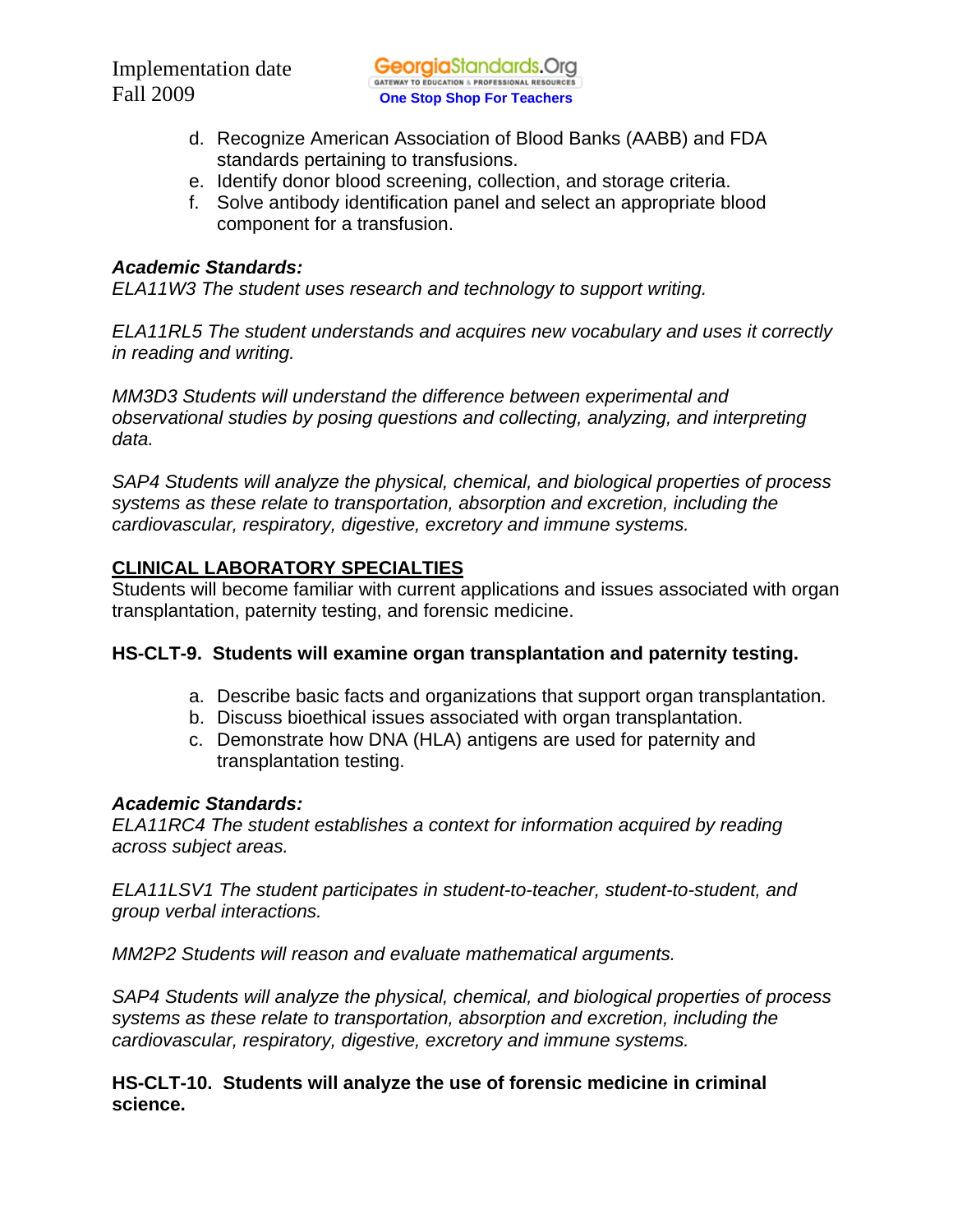d. Recognize American Association of Blood Banks (AABB) and FDA standards pertaining to transfusions.
e. Identify donor blood screening, collection, and storage criteria.
f. Solve antibody identification panel and select an appropriate blood component for a transfusion.

***Academic Standards:***
*ELA11W3 The student uses research and technology to support writing.*

*ELA11RL5 The student understands and acquires new vocabulary and uses it correctly in reading and writing.*

*MM3D3 Students will understand the difference between experimental and observational studies by posing questions and collecting, analyzing, and interpreting data.*

*SAP4 Students will analyze the physical, chemical, and biological properties of process systems as these relate to transportation, absorption and excretion, including the cardiovascular, respiratory, digestive, excretory and immune systems.*

## CLINICAL LABORATORY SPECIALTIES

Students will become familiar with current applications and issues associated with organ transplantation, paternity testing, and forensic medicine.

**HS-CLT-9. Students will examine organ transplantation and paternity testing.**

a. Describe basic facts and organizations that support organ transplantation.
b. Discuss bioethical issues associated with organ transplantation.
c. Demonstrate how DNA (HLA) antigens are used for paternity and transplantation testing.

***Academic Standards:***
*ELA11RC4 The student establishes a context for information acquired by reading across subject areas.*

*ELA11LSV1 The student participates in student-to-teacher, student-to-student, and group verbal interactions.*

*MM2P2 Students will reason and evaluate mathematical arguments.*

*SAP4 Students will analyze the physical, chemical, and biological properties of process systems as these relate to transportation, absorption and excretion, including the cardiovascular, respiratory, digestive, excretory and immune systems.*

**HS-CLT-10. Students will analyze the use of forensic medicine in criminal science.**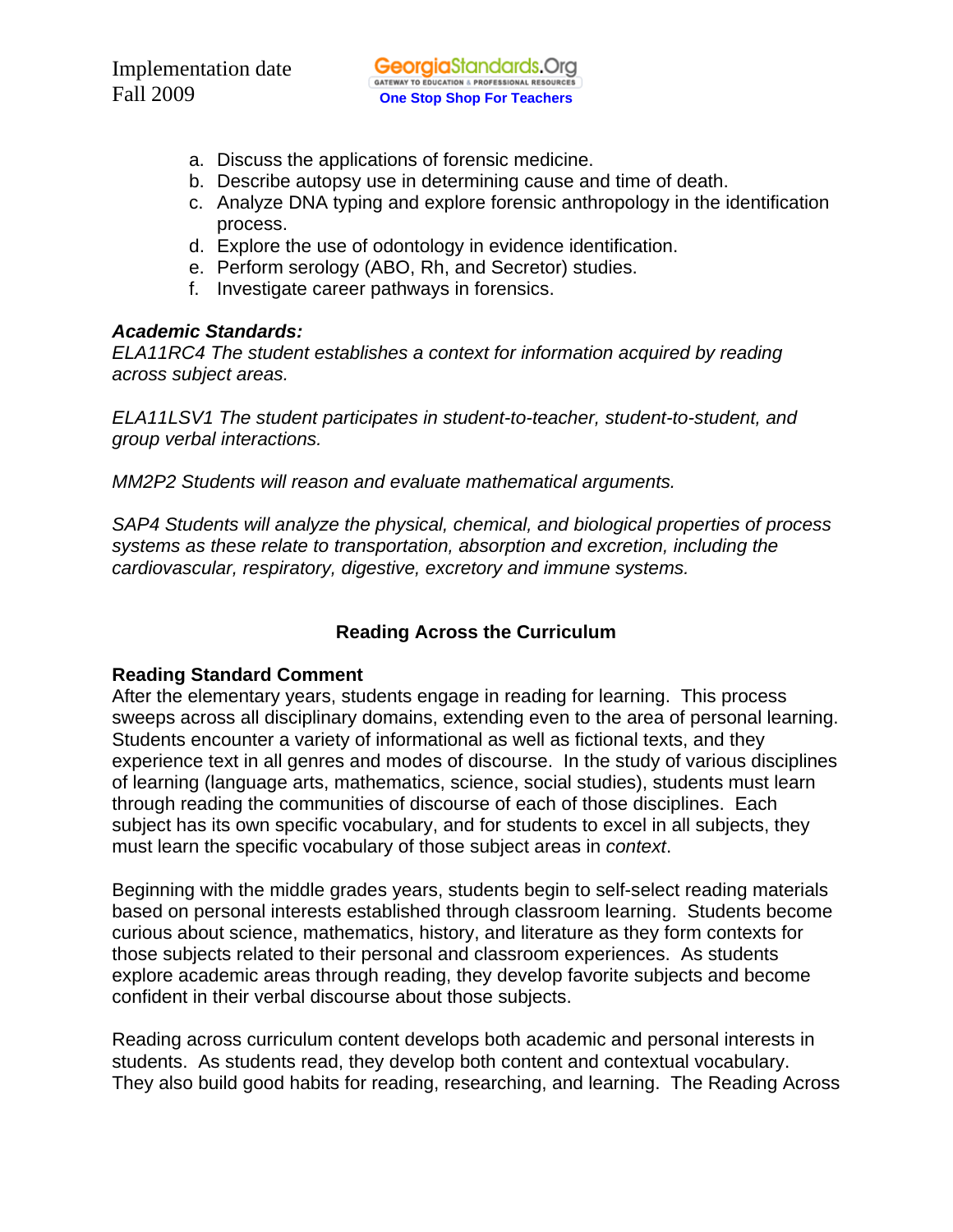a. Discuss the applications of forensic medicine.
b. Describe autopsy use in determining cause and time of death.
c. Analyze DNA typing and explore forensic anthropology in the identification process.
d. Explore the use of odontology in evidence identification.
e. Perform serology (ABO, Rh, and Secretor) studies.
f. Investigate career pathways in forensics.

***Academic Standards:***

*ELA11RC4 The student establishes a context for information acquired by reading across subject areas.*

*ELA11LSV1 The student participates in student-to-teacher, student-to-student, and group verbal interactions.*

*MM2P2 Students will reason and evaluate mathematical arguments.*

*SAP4 Students will analyze the physical, chemical, and biological properties of process systems as these relate to transportation, absorption and excretion, including the cardiovascular, respiratory, digestive, excretory and immune systems.*

## Reading Across the Curriculum

**Reading Standard Comment**

After the elementary years, students engage in reading for learning. This process sweeps across all disciplinary domains, extending even to the area of personal learning. Students encounter a variety of informational as well as fictional texts, and they experience text in all genres and modes of discourse. In the study of various disciplines of learning (language arts, mathematics, science, social studies), students must learn through reading the communities of discourse of each of those disciplines. Each subject has its own specific vocabulary, and for students to excel in all subjects, they must learn the specific vocabulary of those subject areas in *context*.

Beginning with the middle grades years, students begin to self-select reading materials based on personal interests established through classroom learning. Students become curious about science, mathematics, history, and literature as they form contexts for those subjects related to their personal and classroom experiences. As students explore academic areas through reading, they develop favorite subjects and become confident in their verbal discourse about those subjects.

Reading across curriculum content develops both academic and personal interests in students. As students read, they develop both content and contextual vocabulary. They also build good habits for reading, researching, and learning. The Reading Across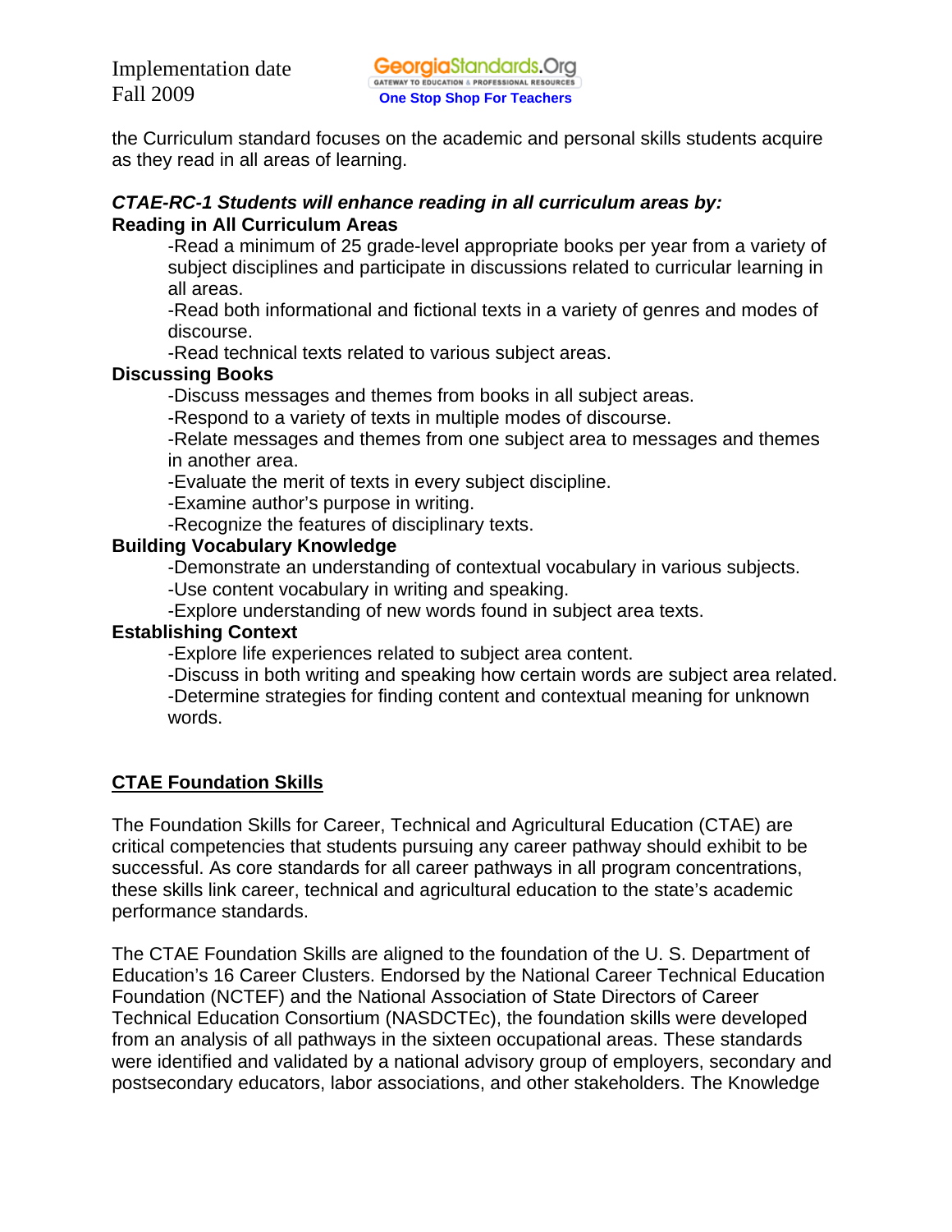the Curriculum standard focuses on the academic and personal skills students acquire as they read in all areas of learning.

***CTAE-RC-1 Students will enhance reading in all curriculum areas by:***

**Reading in All Curriculum Areas**

-Read a minimum of 25 grade-level appropriate books per year from a variety of subject disciplines and participate in discussions related to curricular learning in all areas.

-Read both informational and fictional texts in a variety of genres and modes of discourse.

-Read technical texts related to various subject areas.

**Discussing Books**

-Discuss messages and themes from books in all subject areas.

-Respond to a variety of texts in multiple modes of discourse.

-Relate messages and themes from one subject area to messages and themes in another area.

-Evaluate the merit of texts in every subject discipline.

-Examine author's purpose in writing.

-Recognize the features of disciplinary texts.

**Building Vocabulary Knowledge**

-Demonstrate an understanding of contextual vocabulary in various subjects.

-Use content vocabulary in writing and speaking.

-Explore understanding of new words found in subject area texts.

**Establishing Context**

-Explore life experiences related to subject area content.

-Discuss in both writing and speaking how certain words are subject area related.

-Determine strategies for finding content and contextual meaning for unknown words.

## CTAE Foundation Skills

The Foundation Skills for Career, Technical and Agricultural Education (CTAE) are critical competencies that students pursuing any career pathway should exhibit to be successful. As core standards for all career pathways in all program concentrations, these skills link career, technical and agricultural education to the state's academic performance standards.

The CTAE Foundation Skills are aligned to the foundation of the U. S. Department of Education's 16 Career Clusters. Endorsed by the National Career Technical Education Foundation (NCTEF) and the National Association of State Directors of Career Technical Education Consortium (NASDCTEc), the foundation skills were developed from an analysis of all pathways in the sixteen occupational areas. These standards were identified and validated by a national advisory group of employers, secondary and postsecondary educators, labor associations, and other stakeholders. The Knowledge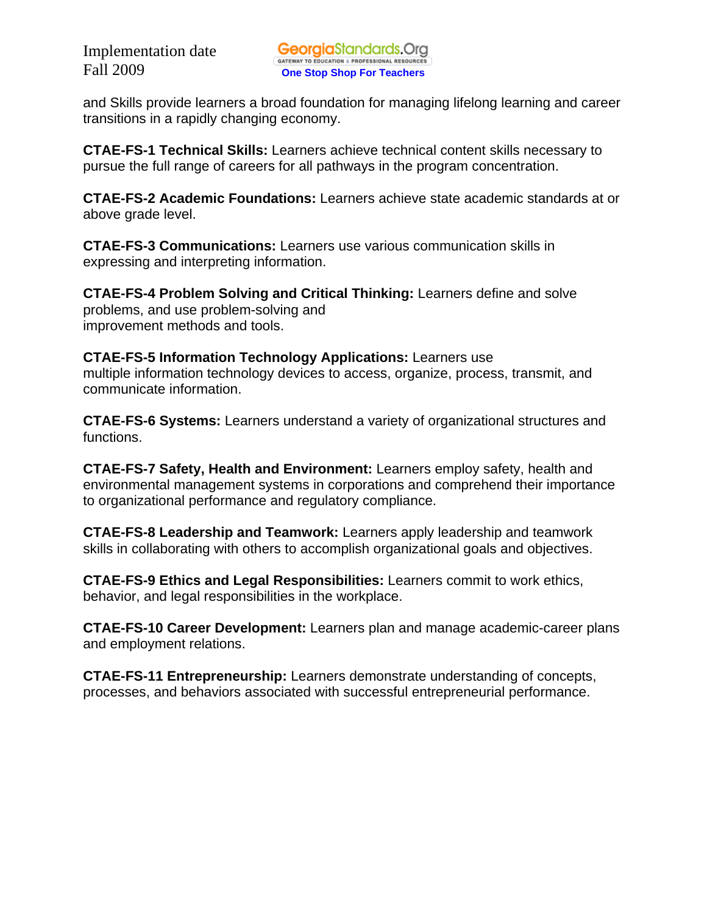and Skills provide learners a broad foundation for managing lifelong learning and career transitions in a rapidly changing economy.

**CTAE-FS-1 Technical Skills:** Learners achieve technical content skills necessary to pursue the full range of careers for all pathways in the program concentration.

**CTAE-FS-2 Academic Foundations:** Learners achieve state academic standards at or above grade level.

**CTAE-FS-3 Communications:** Learners use various communication skills in expressing and interpreting information.

**CTAE-FS-4 Problem Solving and Critical Thinking:** Learners define and solve problems, and use problem-solving and improvement methods and tools.

**CTAE-FS-5 Information Technology Applications:** Learners use multiple information technology devices to access, organize, process, transmit, and communicate information.

**CTAE-FS-6 Systems:** Learners understand a variety of organizational structures and functions.

**CTAE-FS-7 Safety, Health and Environment:** Learners employ safety, health and environmental management systems in corporations and comprehend their importance to organizational performance and regulatory compliance.

**CTAE-FS-8 Leadership and Teamwork:** Learners apply leadership and teamwork skills in collaborating with others to accomplish organizational goals and objectives.

**CTAE-FS-9 Ethics and Legal Responsibilities:** Learners commit to work ethics, behavior, and legal responsibilities in the workplace.

**CTAE-FS-10 Career Development:** Learners plan and manage academic-career plans and employment relations.

**CTAE-FS-11 Entrepreneurship:** Learners demonstrate understanding of concepts, processes, and behaviors associated with successful entrepreneurial performance.